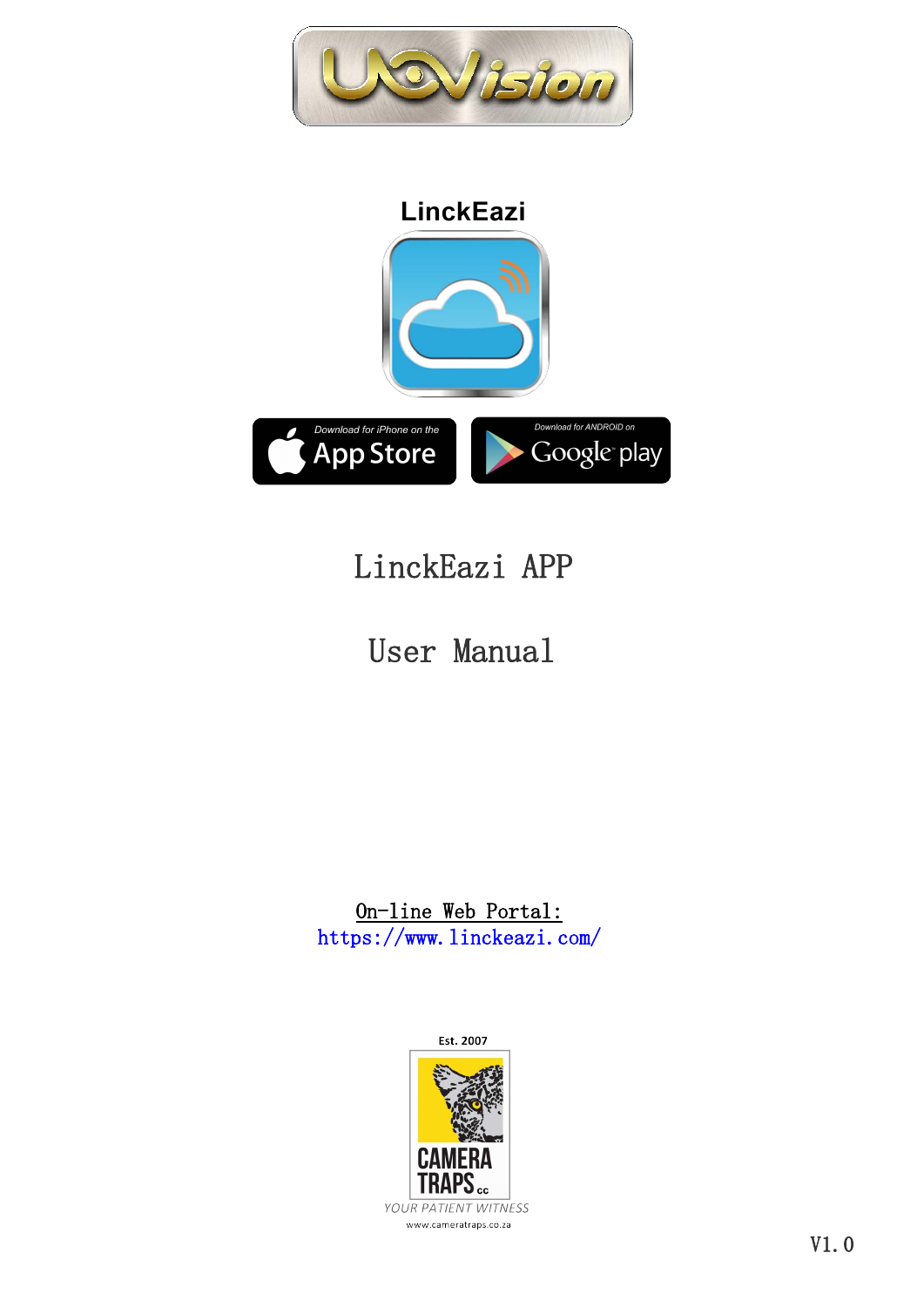UOVision

LinckEazi

Download for iPhone on the App Store

Download for ANDROID on Google play

# LinckEazi APP

# User Manual

On-line Web Portal:
https://www.linckeazi.com/

Est. 2007

CAMERA TRAPS cc

YOUR PATIENT WITNESS

www.cameratraps.co.za

V1.0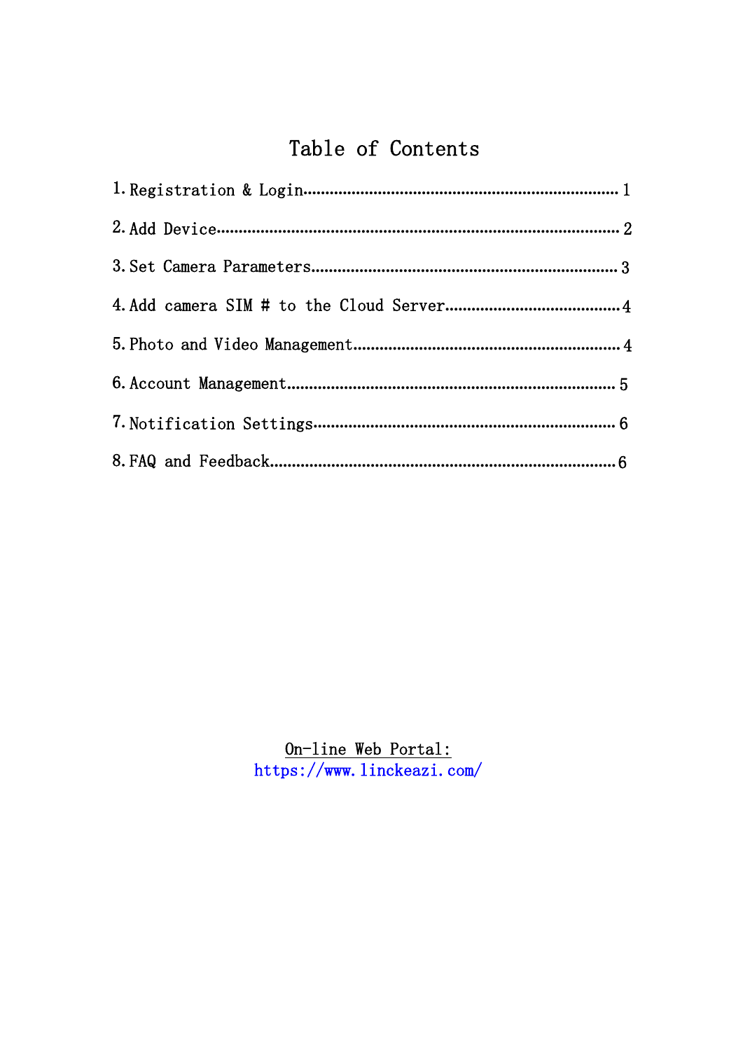# Table of Contents

1. Registration & Login........................................................................ 1
2. Add Device........................................................................................ 2
3. Set Camera Parameters.................................................................... 3
4. Add camera SIM # to the Cloud Server........................................ 4
5. Photo and Video Management........................................................ 4
6. Account Management...................................................................... 5
7. Notification Settings........................................................................ 6
8. FAQ and Feedback............................................................................ 6

On-line Web Portal:
https://www.linckeazi.com/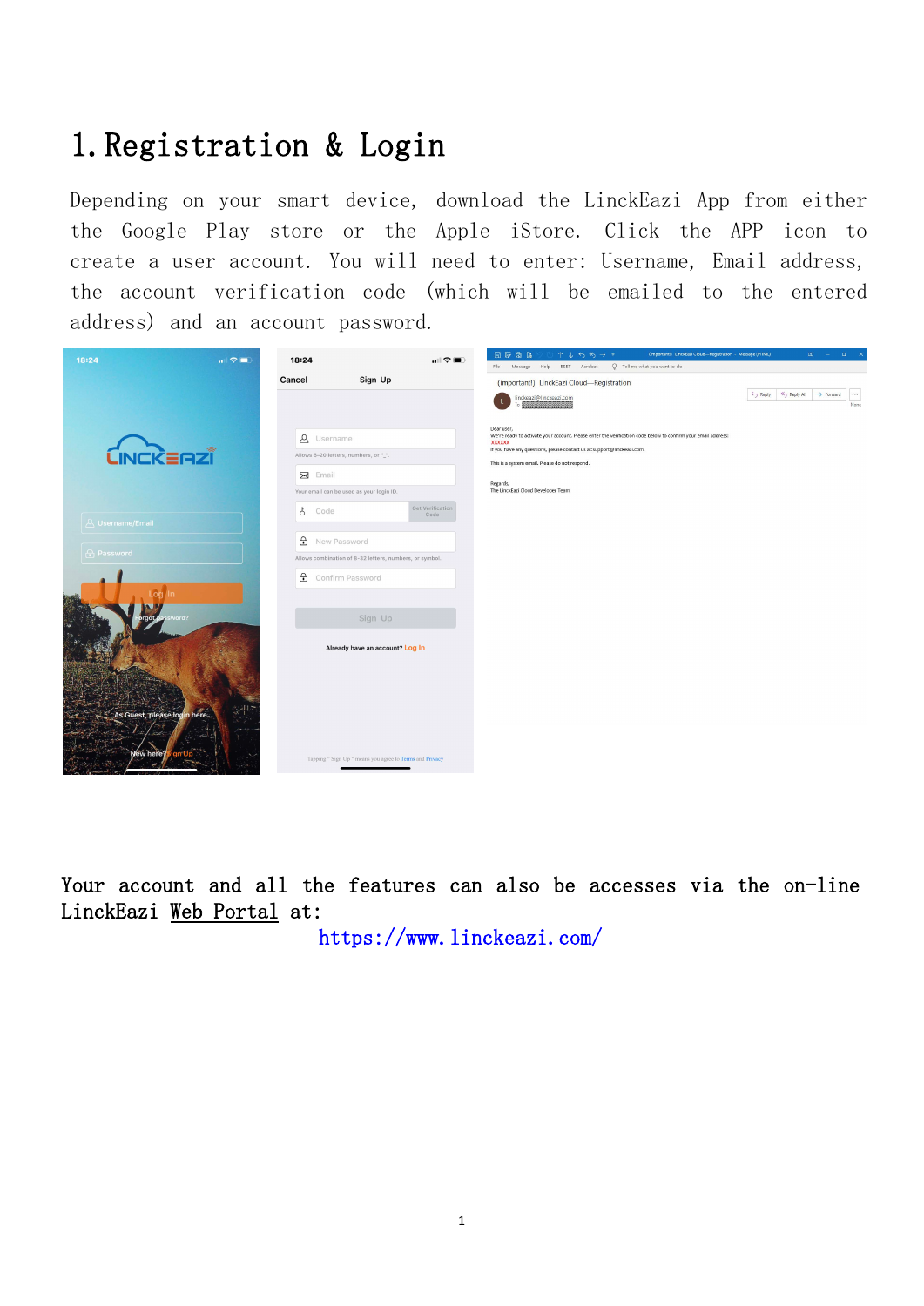# 1. Registration & Login

Depending on your smart device, download the LinckEazi App from either the Google Play store or the Apple iStore. Click the APP icon to create a user account. You will need to enter: Username, Email address, the account verification code (which will be emailed to the entered address) and an account password.

Your account and all the features can also be accesses via the on-line LinckEazi Web Portal at:

https://www.linckeazi.com/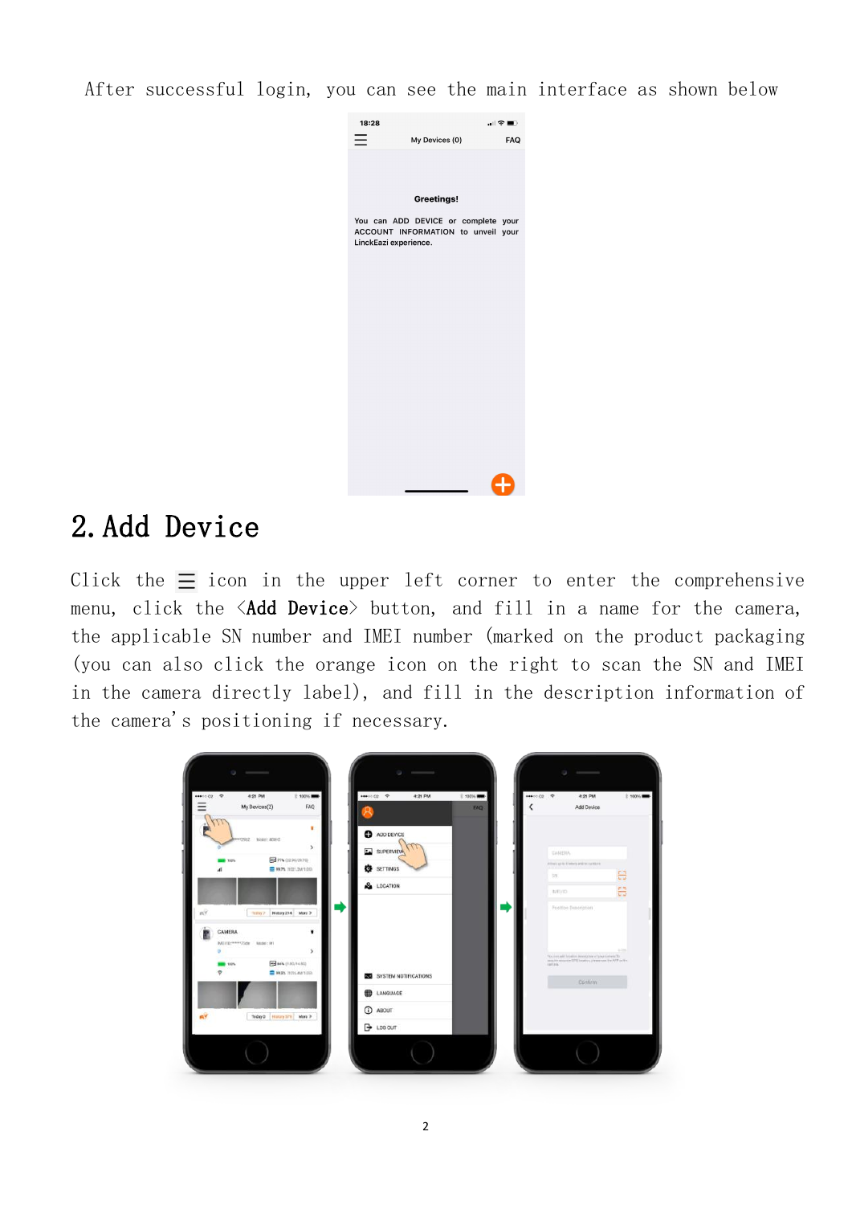After successful login, you can see the main interface as shown below

## 2. Add Device

Click the ☰ icon in the upper left corner to enter the comprehensive menu, click the <**Add Device**> button, and fill in a name for the camera, the applicable SN number and IMEI number (marked on the product packaging (you can also click the orange icon on the right to scan the SN and IMEI in the camera directly label), and fill in the description information of the camera's positioning if necessary.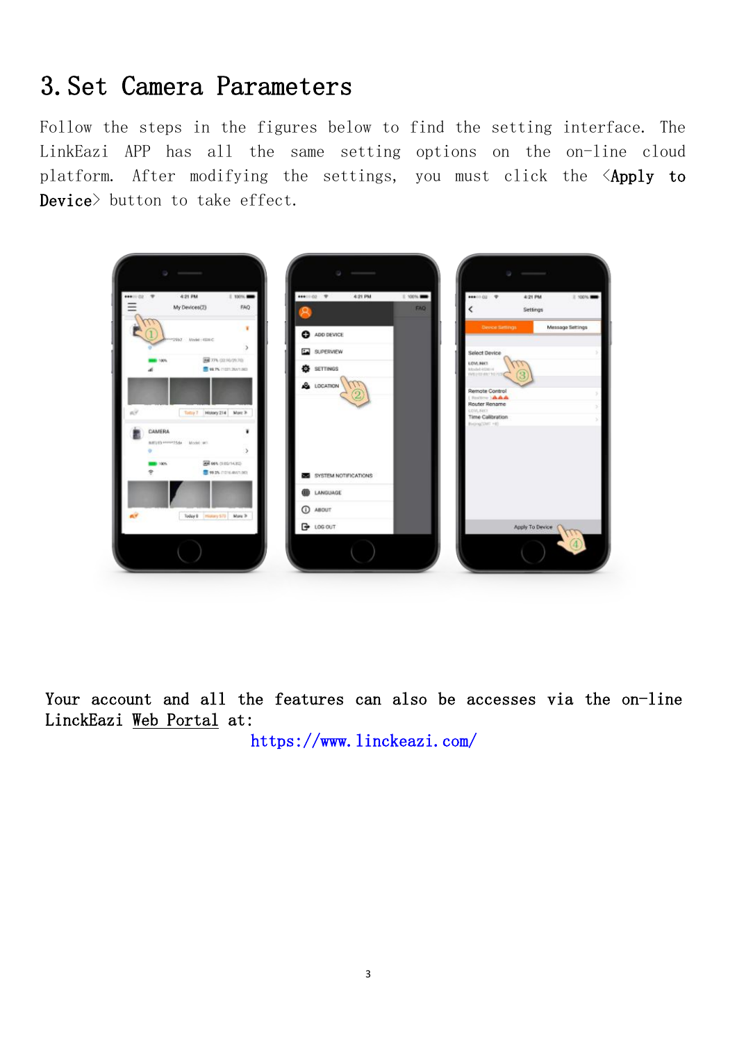# 3. Set Camera Parameters

Follow the steps in the figures below to find the setting interface. The LinkEazi APP has all the same setting options on the on-line cloud platform. After modifying the settings, you must click the <**Apply to Device**> button to take effect.

**Your account and all the features can also be accesses via the on-line LinckEazi Web Portal at:**

https://www.linckeazi.com/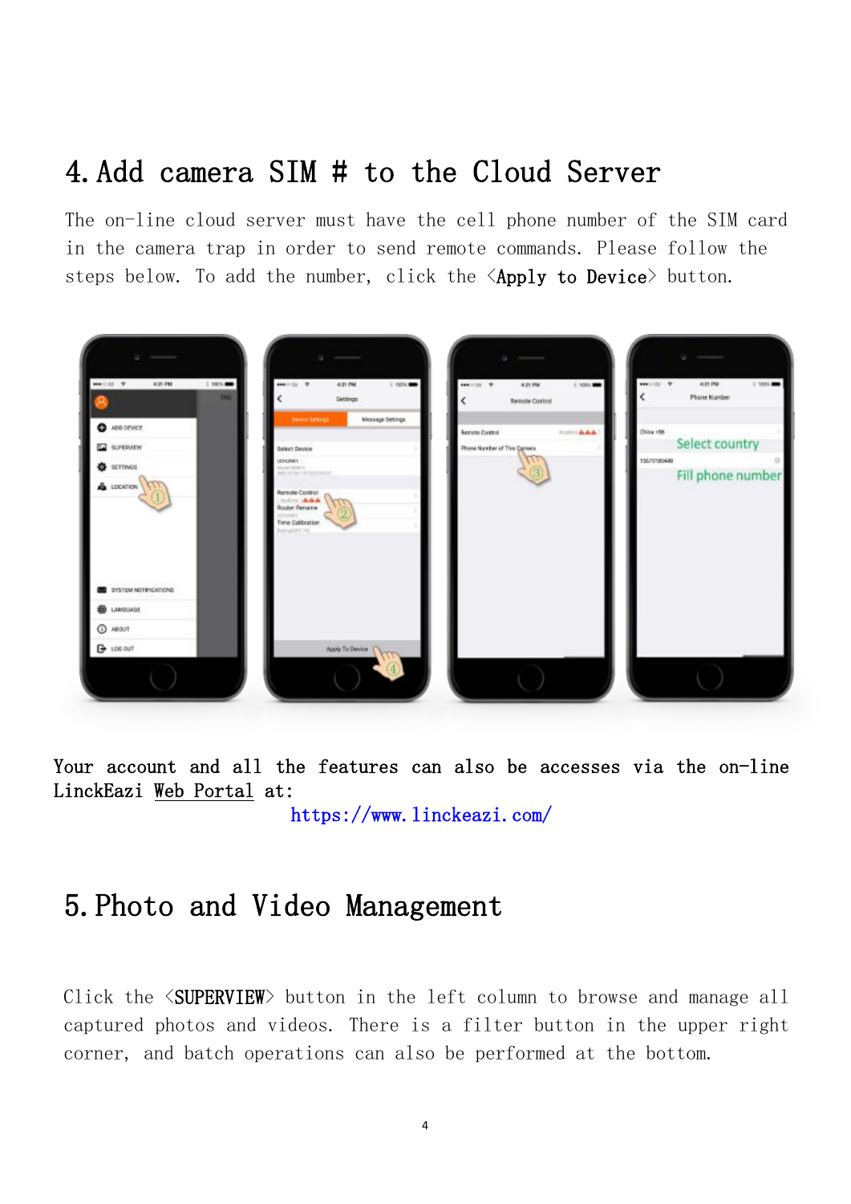# 4. Add camera SIM # to the Cloud Server

The on-line cloud server must have the cell phone number of the SIM card in the camera trap in order to send remote commands. Please follow the steps below. To add the number, click the <**Apply to Device**> button.

Your account and all the features can also be accesses via the on-line LinckEazi Web Portal at:

https://www.linckeazi.com/

# 5. Photo and Video Management

Click the <**SUPERVIEW**> button in the left column to browse and manage all captured photos and videos. There is a filter button in the upper right corner, and batch operations can also be performed at the bottom.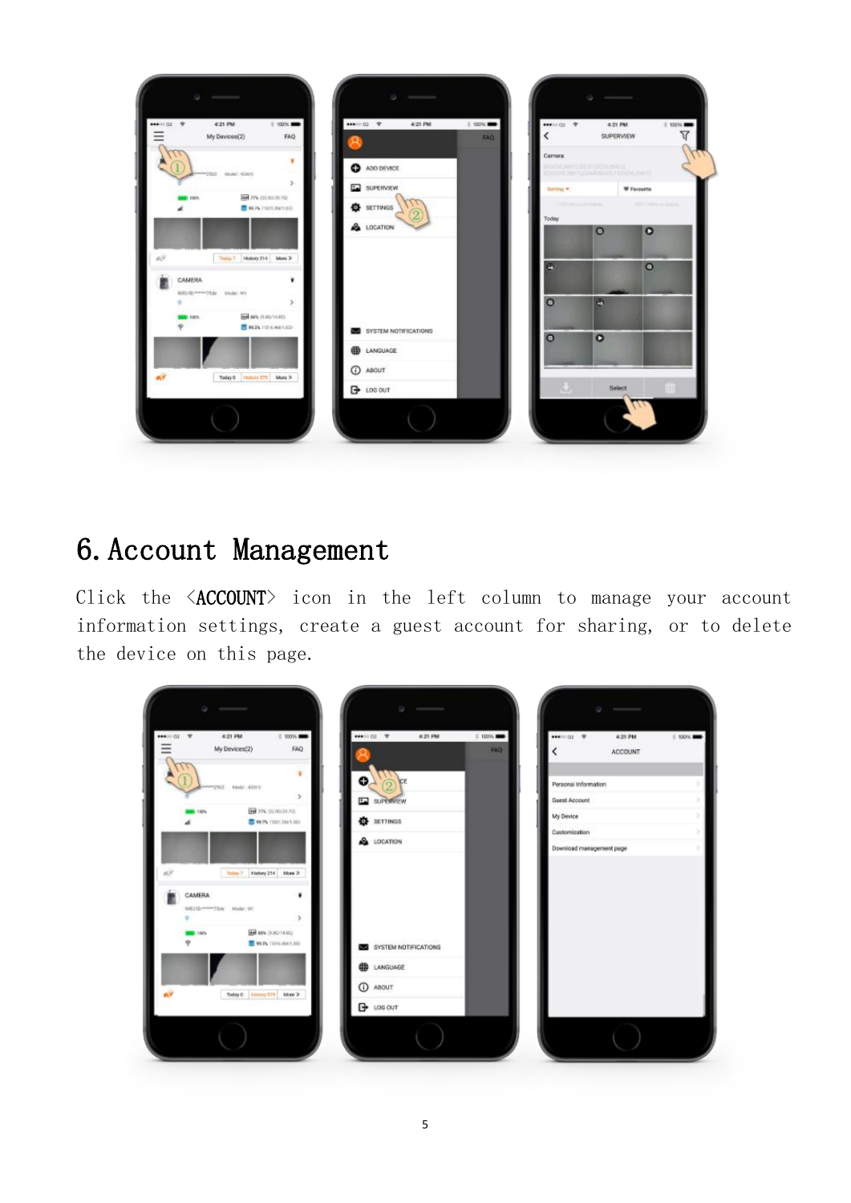# 6. Account Management

Click the <ACCOUNT> icon in the left column to manage your account information settings, create a guest account for sharing, or to delete the device on this page.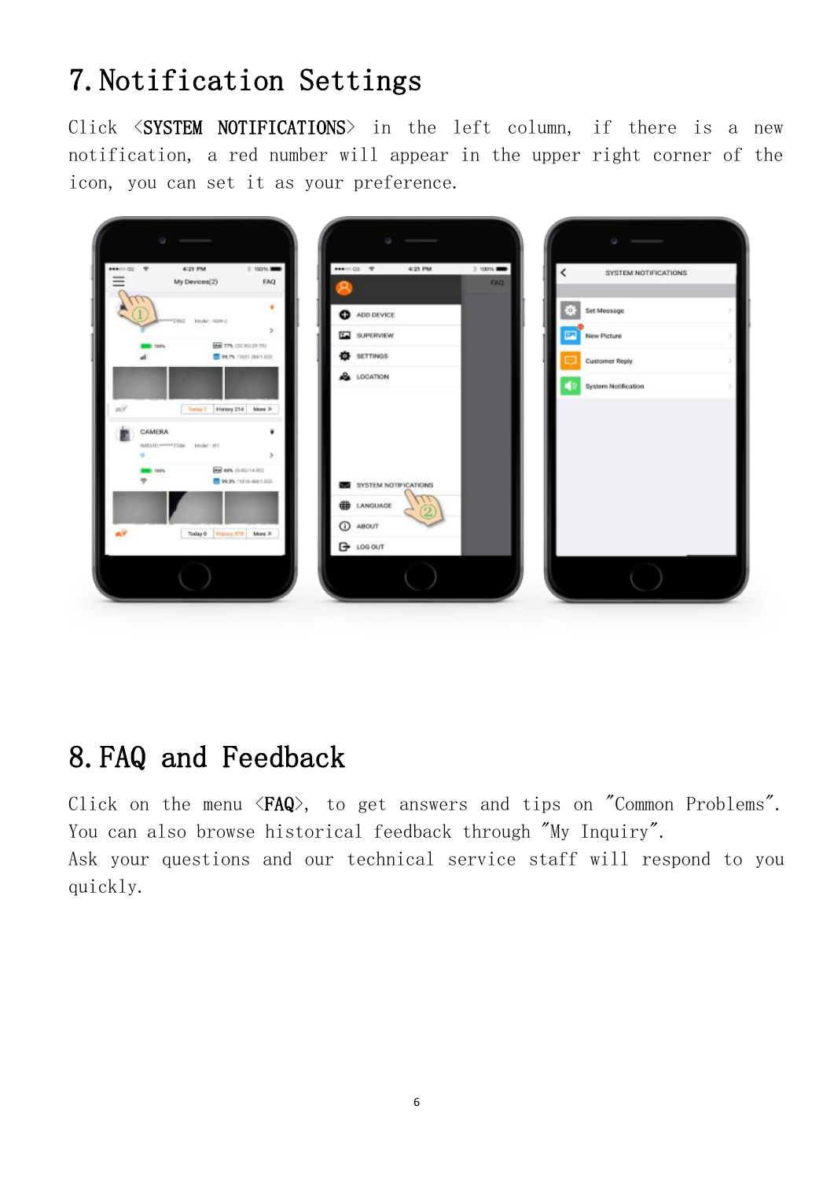# 7. Notification Settings

Click <**SYSTEM NOTIFICATIONS**> in the left column, if there is a new notification, a red number will appear in the upper right corner of the icon, you can set it as your preference.

# 8. FAQ and Feedback

Click on the menu <**FAQ**>, to get answers and tips on "Common Problems". You can also browse historical feedback through "My Inquiry".
Ask your questions and our technical service staff will respond to you quickly.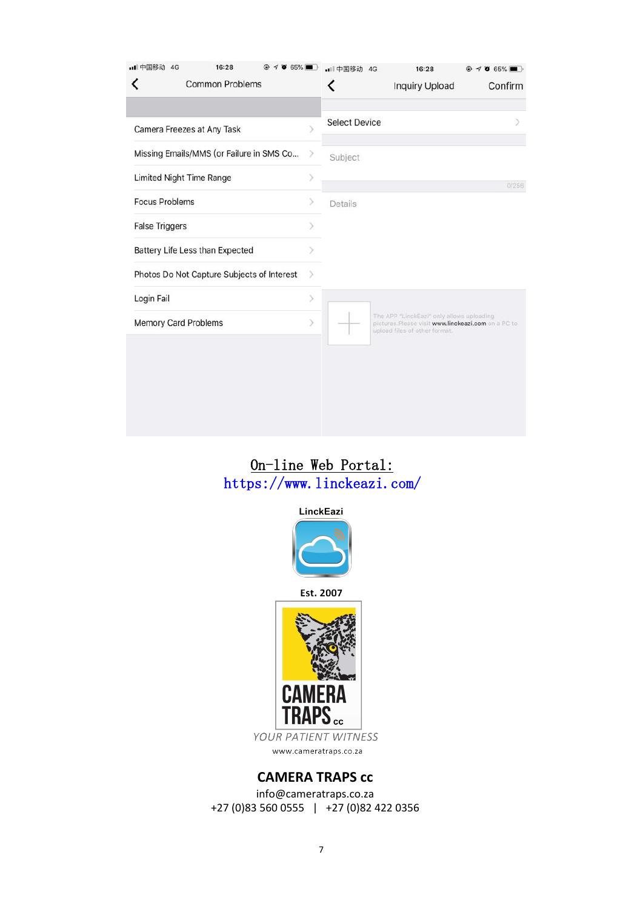Common Problems

- Camera Freezes at Any Task
- Missing Emails/MMS (or Failure in SMS Co...
- Limited Night Time Range
- Focus Problems
- False Triggers
- Battery Life Less than Expected
- Photos Do Not Capture Subjects of Interest
- Login Fail
- Memory Card Problems

Inquiry Upload Confirm

Select Device

Subject

0/256

Details

The APP "LinckEazi" only allows uploading pictures.Please visit www.linckeazi.com on a PC to upload files of other format.

**On-line Web Portal:**
https://www.linckeazi.com/

LinckEazi

**Est. 2007**

CAMERA TRAPS cc

*YOUR PATIENT WITNESS*

www.cameratraps.co.za

**CAMERA TRAPS cc**

info@cameratraps.co.za

+27 (0)83 560 0555 | +27 (0)82 422 0356